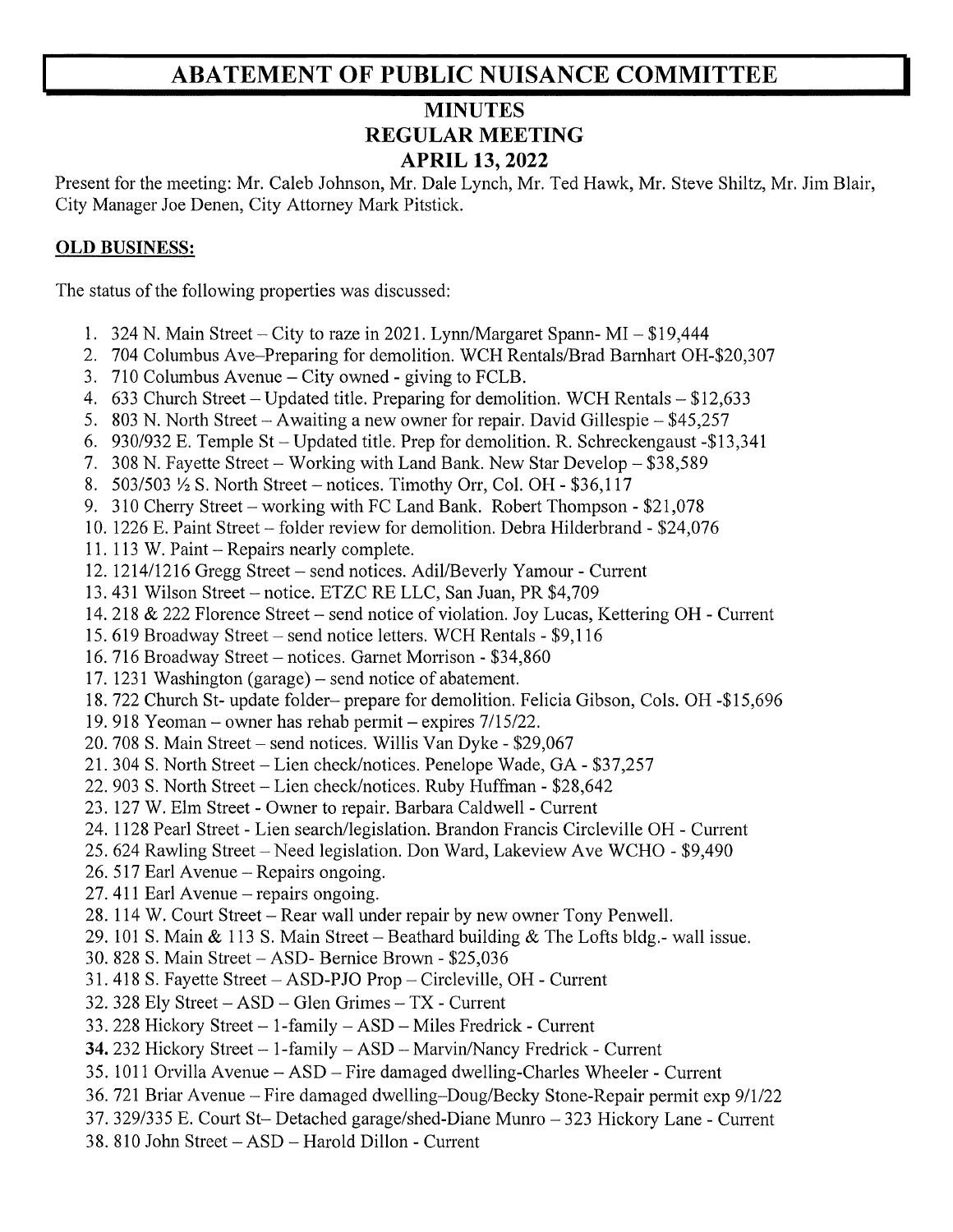# ABATEMENT OF PUBLIC NUISANCE COMMITTEE

## MINUTES
## REGULAR MEETING
## APRIL 13, 2022

Present for the meeting: Mr. Caleb Johnson, Mr. Dale Lynch, Mr. Ted Hawk, Mr. Steve Shiltz, Mr. Jim Blair, City Manager Joe Denen, City Attorney Mark Pitstick.

**OLD BUSINESS:**

The status of the following properties was discussed:

1. 324 N. Main Street – City to raze in 2021. Lynn/Margaret Spann- MI – $19,444
2. 704 Columbus Ave–Preparing for demolition. WCH Rentals/Brad Barnhart OH-$20,307
3. 710 Columbus Avenue – City owned - giving to FCLB.
4. 633 Church Street – Updated title. Preparing for demolition. WCH Rentals – $12,633
5. 803 N. North Street – Awaiting a new owner for repair. David Gillespie – $45,257
6. 930/932 E. Temple St – Updated title. Prep for demolition. R. Schreckengaust -$13,341
7. 308 N. Fayette Street – Working with Land Bank. New Star Develop – $38,589
8. 503/503 ½ S. North Street – notices. Timothy Orr, Col. OH - $36,117
9. 310 Cherry Street – working with FC Land Bank. Robert Thompson - $21,078
10. 1226 E. Paint Street – folder review for demolition. Debra Hilderbrand - $24,076
11. 113 W. Paint – Repairs nearly complete.
12. 1214/1216 Gregg Street – send notices. Adil/Beverly Yamour - Current
13. 431 Wilson Street – notice. ETZC RE LLC, San Juan, PR $4,709
14. 218 & 222 Florence Street – send notice of violation. Joy Lucas, Kettering OH - Current
15. 619 Broadway Street – send notice letters. WCH Rentals - $9,116
16. 716 Broadway Street – notices. Garnet Morrison - $34,860
17. 1231 Washington (garage) – send notice of abatement.
18. 722 Church St- update folder– prepare for demolition. Felicia Gibson, Cols. OH -$15,696
19. 918 Yeoman – owner has rehab permit – expires 7/15/22.
20. 708 S. Main Street – send notices. Willis Van Dyke - $29,067
21. 304 S. North Street – Lien check/notices. Penelope Wade, GA - $37,257
22. 903 S. North Street – Lien check/notices. Ruby Huffman - $28,642
23. 127 W. Elm Street - Owner to repair. Barbara Caldwell - Current
24. 1128 Pearl Street - Lien search/legislation. Brandon Francis Circleville OH - Current
25. 624 Rawling Street – Need legislation. Don Ward, Lakeview Ave WCHO - $9,490
26. 517 Earl Avenue – Repairs ongoing.
27. 411 Earl Avenue – repairs ongoing.
28. 114 W. Court Street – Rear wall under repair by new owner Tony Penwell.
29. 101 S. Main & 113 S. Main Street – Beathard building & The Lofts bldg.- wall issue.
30. 828 S. Main Street – ASD- Bernice Brown - $25,036
31. 418 S. Fayette Street – ASD-PJO Prop – Circleville, OH - Current
32. 328 Ely Street – ASD – Glen Grimes – TX - Current
33. 228 Hickory Street – 1-family – ASD – Miles Fredrick - Current
34. 232 Hickory Street – 1-family – ASD – Marvin/Nancy Fredrick - Current
35. 1011 Orvilla Avenue – ASD – Fire damaged dwelling-Charles Wheeler - Current
36. 721 Briar Avenue – Fire damaged dwelling–Doug/Becky Stone-Repair permit exp 9/1/22
37. 329/335 E. Court St– Detached garage/shed-Diane Munro – 323 Hickory Lane - Current
38. 810 John Street – ASD – Harold Dillon - Current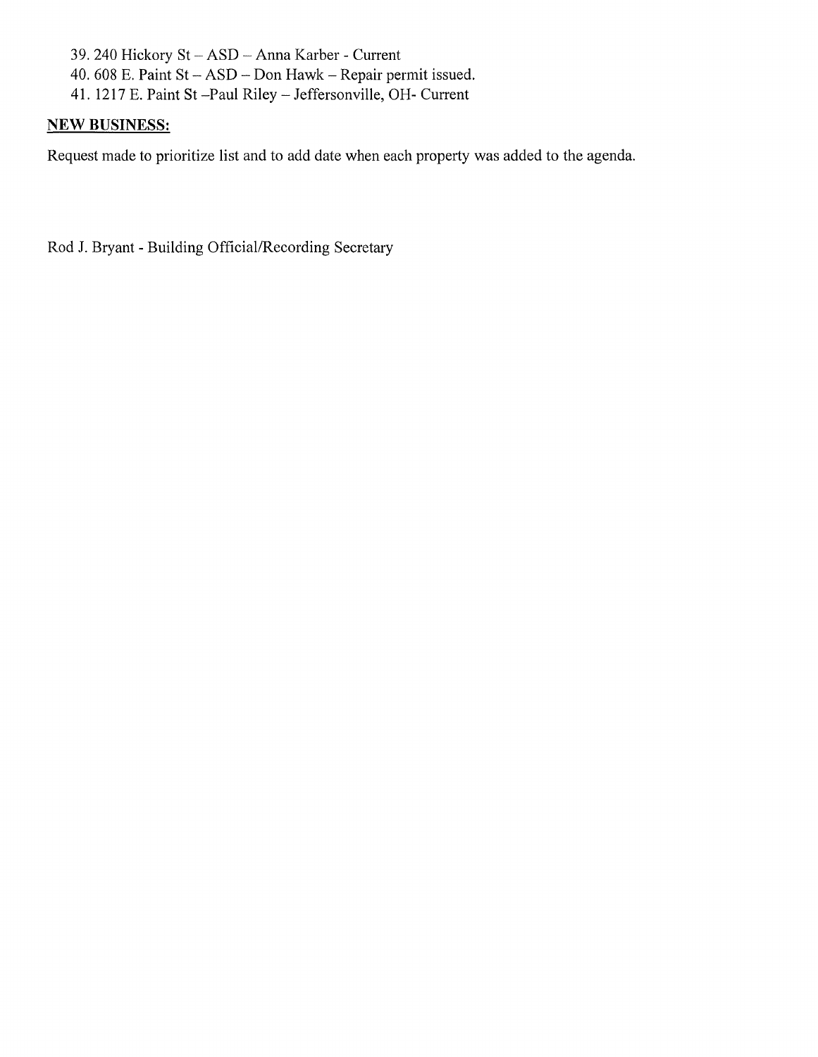39. 240 Hickory St – ASD – Anna Karber - Current
40. 608 E. Paint St – ASD – Don Hawk – Repair permit issued.
41. 1217 E. Paint St –Paul Riley – Jeffersonville, OH- Current

**NEW BUSINESS:**

Request made to prioritize list and to add date when each property was added to the agenda.

Rod J. Bryant - Building Official/Recording Secretary